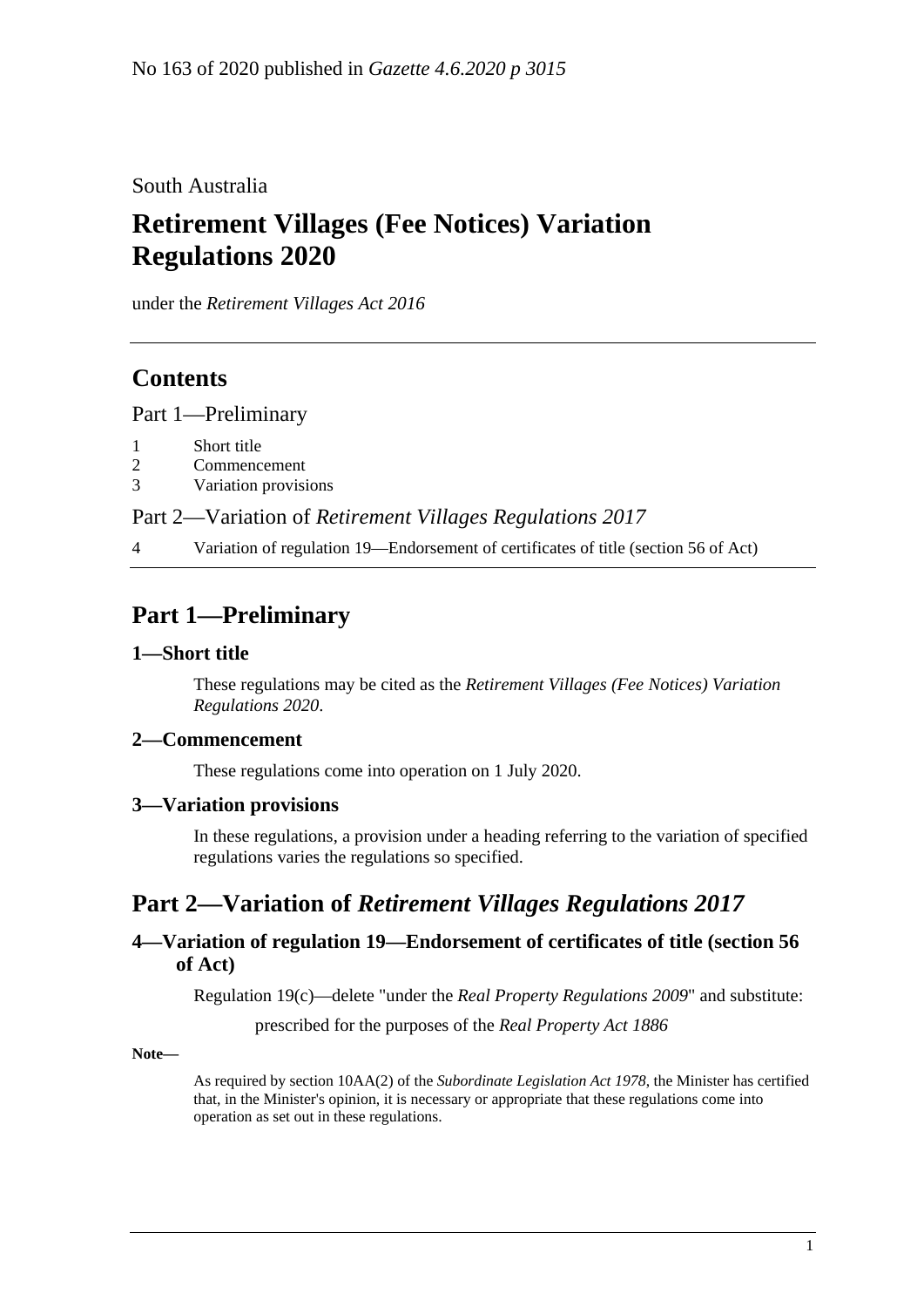No 163 of 2020 published in *Gazette 4.6.2020 p 3015*

South Australia

# Retirement Villages (Fee Notices) Variation Regulations 2020

under the *Retirement Villages Act 2016*

## Contents

Part 1—Preliminary

1 Short title
2 Commencement
3 Variation provisions

Part 2—Variation of *Retirement Villages Regulations 2017*

4 Variation of regulation 19—Endorsement of certificates of title (section 56 of Act)

## Part 1—Preliminary

### 1—Short title

These regulations may be cited as the *Retirement Villages (Fee Notices) Variation Regulations 2020*.

### 2—Commencement

These regulations come into operation on 1 July 2020.

### 3—Variation provisions

In these regulations, a provision under a heading referring to the variation of specified regulations varies the regulations so specified.

## Part 2—Variation of *Retirement Villages Regulations 2017*

### 4—Variation of regulation 19—Endorsement of certificates of title (section 56 of Act)

Regulation 19(c)—delete "under the *Real Property Regulations 2009*" and substitute:

prescribed for the purposes of the *Real Property Act 1886*

**Note—**

As required by section 10AA(2) of the *Subordinate Legislation Act 1978*, the Minister has certified that, in the Minister's opinion, it is necessary or appropriate that these regulations come into operation as set out in these regulations.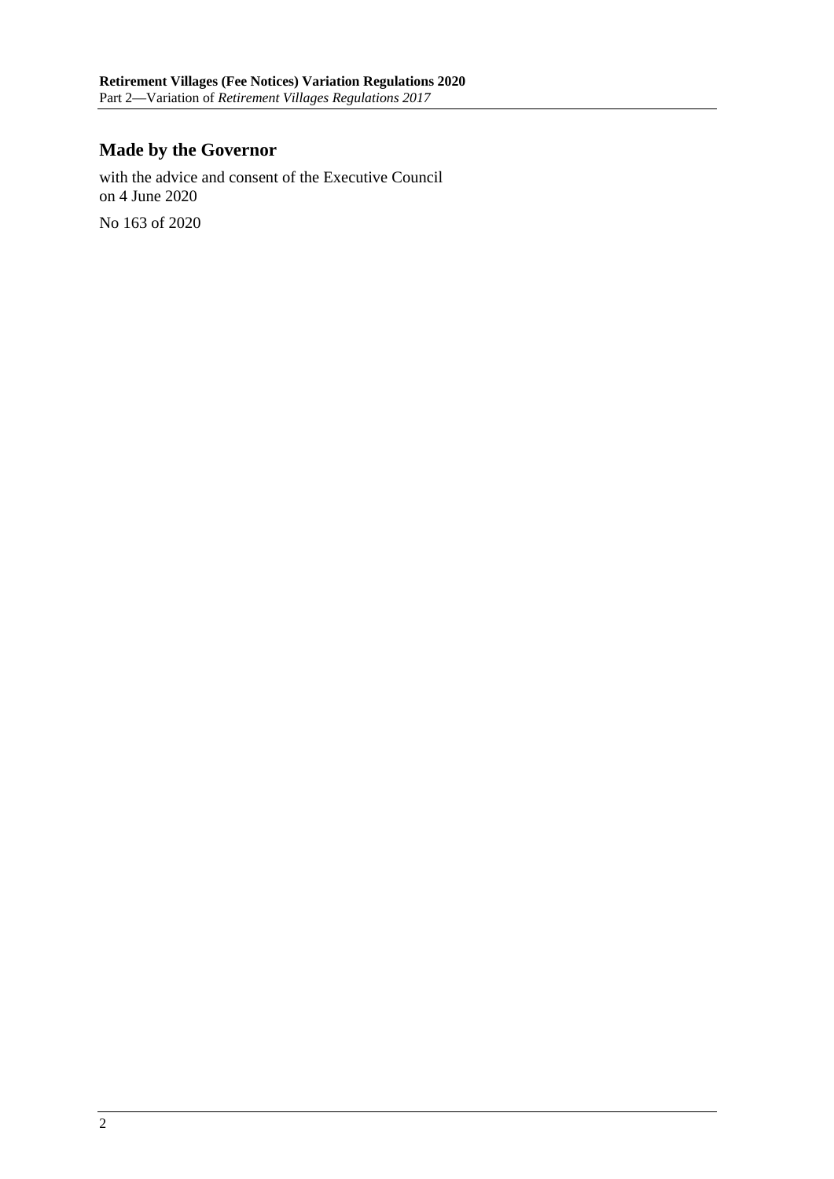## Made by the Governor

with the advice and consent of the Executive Council
on 4 June 2020

No 163 of 2020